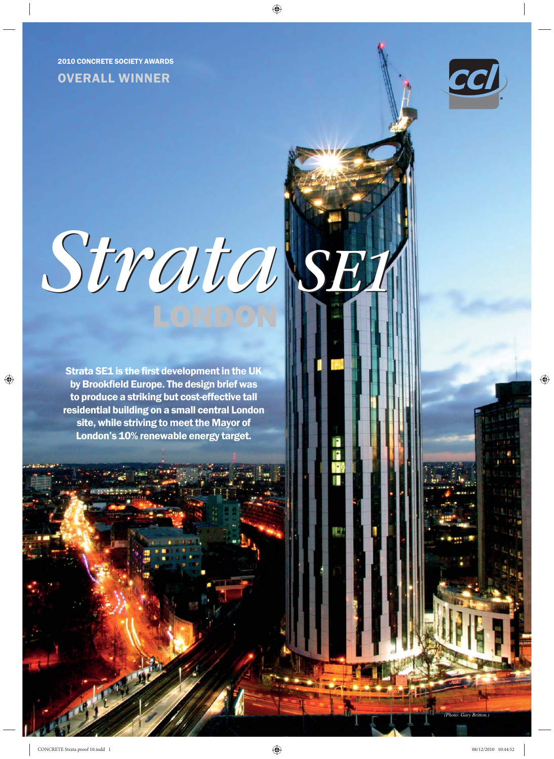2010 CONCRETE SOCIETY AWARDS

## OVERALL WINNER

# Strata SE1

## LONDON

**Strata SE1 is the first development in the UK by Brookfield Europe. The design brief was to produce a striking but cost-effective tall residential building on a small central London site, while striving to meet the Mayor of London's 10% renewable energy target.**

(Photo: Gary Britton.)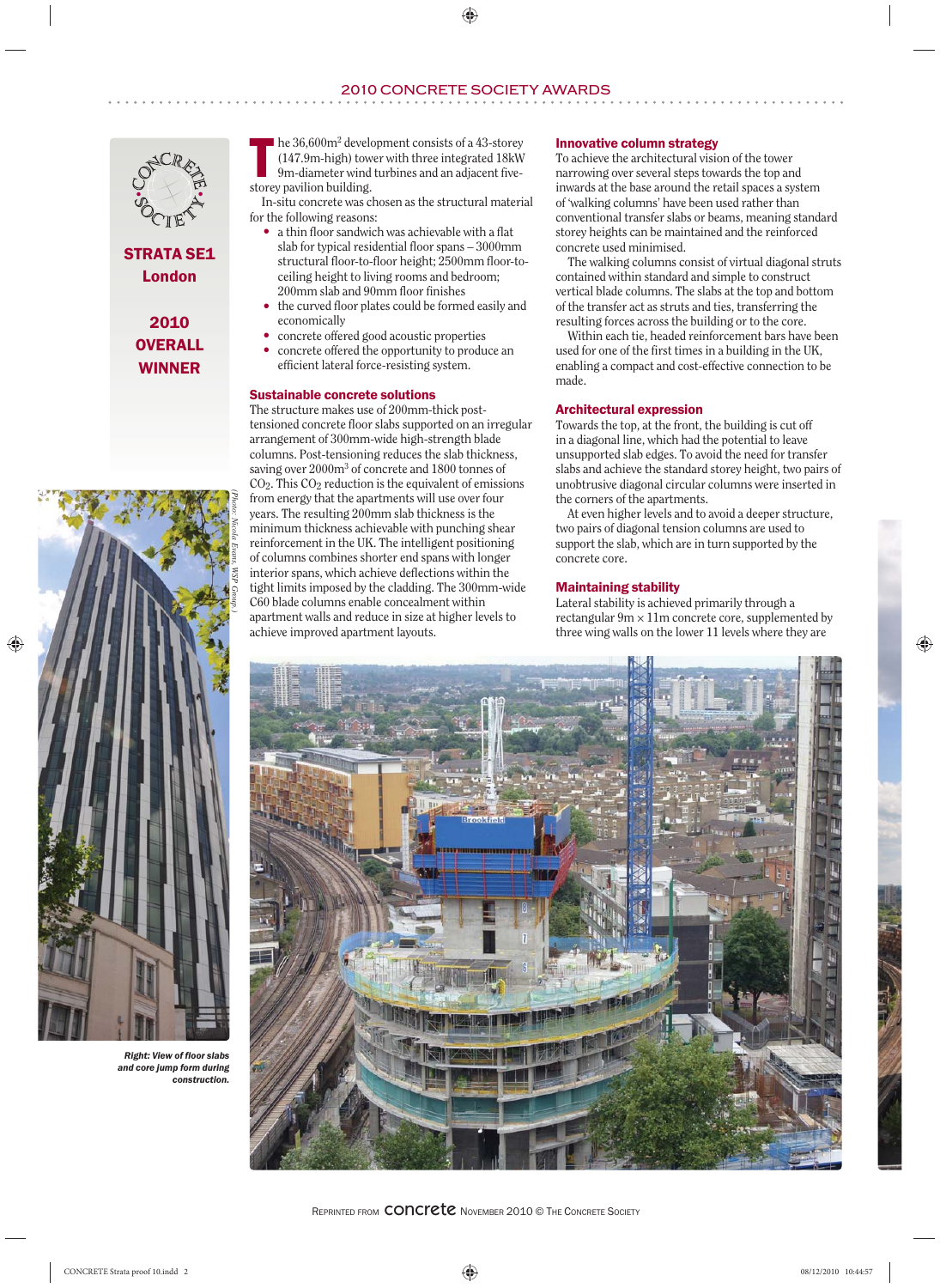## 2010 CONCRETE SOCIETY AWARDS

**STRATA SE1**
**London**

**2010 OVERALL WINNER**

The 36,600m² development consists of a 43-storey (147.9m-high) tower with three integrated 18kW 9m-diameter wind turbines and an adjacent five-storey pavilion building.

In-situ concrete was chosen as the structural material for the following reasons:

- a thin floor sandwich was achievable with a flat slab for typical residential floor spans – 3000mm structural floor-to-floor height; 2500mm floor-to-ceiling height to living rooms and bedroom; 200mm slab and 90mm floor finishes
- the curved floor plates could be formed easily and economically
- concrete offered good acoustic properties
- concrete offered the opportunity to produce an efficient lateral force-resisting system.

### Sustainable concrete solutions

The structure makes use of 200mm-thick post-tensioned concrete floor slabs supported on an irregular arrangement of 300mm-wide high-strength blade columns. Post-tensioning reduces the slab thickness, saving over 2000m³ of concrete and 1800 tonnes of $CO_2$. This $CO_2$ reduction is the equivalent of emissions from energy that the apartments will use over four years. The resulting 200mm slab thickness is the minimum thickness achievable with punching shear reinforcement in the UK. The intelligent positioning of columns combines shorter end spans with longer interior spans, which achieve deflections within the tight limits imposed by the cladding. The 300mm-wide C60 blade columns enable concealment within apartment walls and reduce in size at higher levels to achieve improved apartment layouts.

### Innovative column strategy

To achieve the architectural vision of the tower narrowing over several steps towards the top and inwards at the base around the retail spaces a system of 'walking columns' have been used rather than conventional transfer slabs or beams, meaning standard storey heights can be maintained and the reinforced concrete used minimised.

The walking columns consist of virtual diagonal struts contained within standard and simple to construct vertical blade columns. The slabs at the top and bottom of the transfer act as struts and ties, transferring the resulting forces across the building or to the core.

Within each tie, headed reinforcement bars have been used for one of the first times in a building in the UK, enabling a compact and cost-effective connection to be made.

### Architectural expression

Towards the top, at the front, the building is cut off in a diagonal line, which had the potential to leave unsupported slab edges. To avoid the need for transfer slabs and achieve the standard storey height, two pairs of unobtrusive diagonal circular columns were inserted in the corners of the apartments.

At even higher levels and to avoid a deeper structure, two pairs of diagonal tension columns are used to support the slab, which are in turn supported by the concrete core.

### Maintaining stability

Lateral stability is achieved primarily through a rectangular 9m × 11m concrete core, supplemented by three wing walls on the lower 11 levels where they are

(Photo: Nicola Evans, WSP Group.)

*Right: View of floor slabs and core jump form during construction.*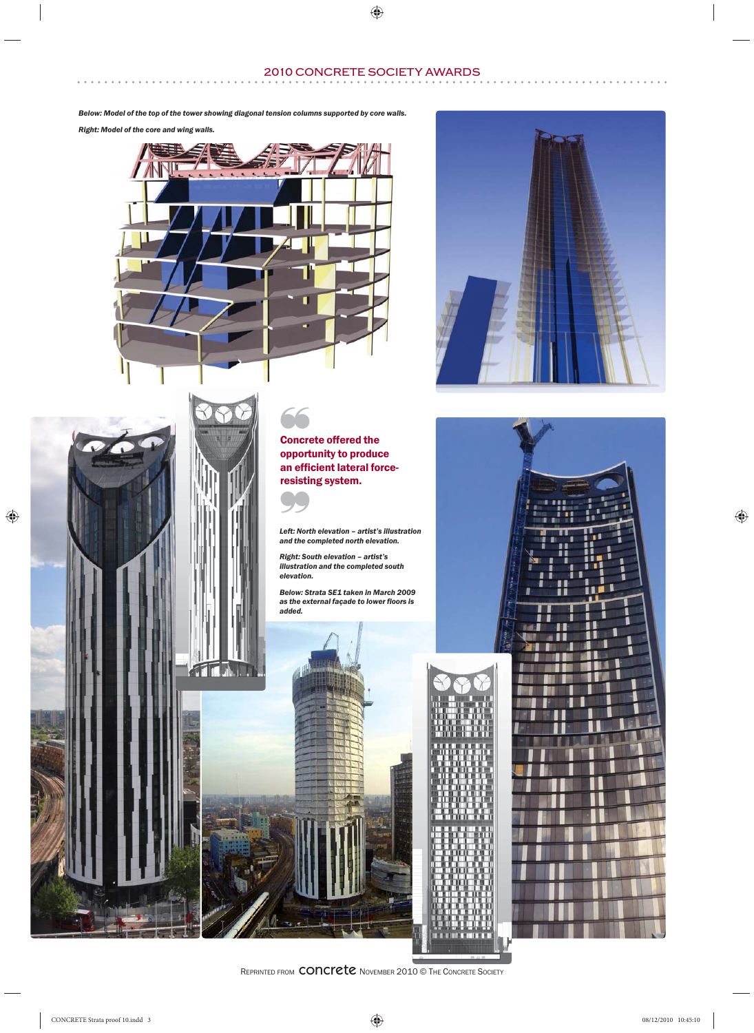*Below: Model of the top of the tower showing diagonal tension columns supported by core walls.*

*Right: Model of the core and wing walls.*

**Concrete offered the opportunity to produce an efficient lateral force-resisting system.**

*Left: North elevation – artist's illustration and the completed north elevation.*

*Right: South elevation – artist's illustration and the completed south elevation.*

*Below: Strata SE1 taken in March 2009 as the external façade to lower floors is added.*

Reprinted from concrete November 2010 © The Concrete Society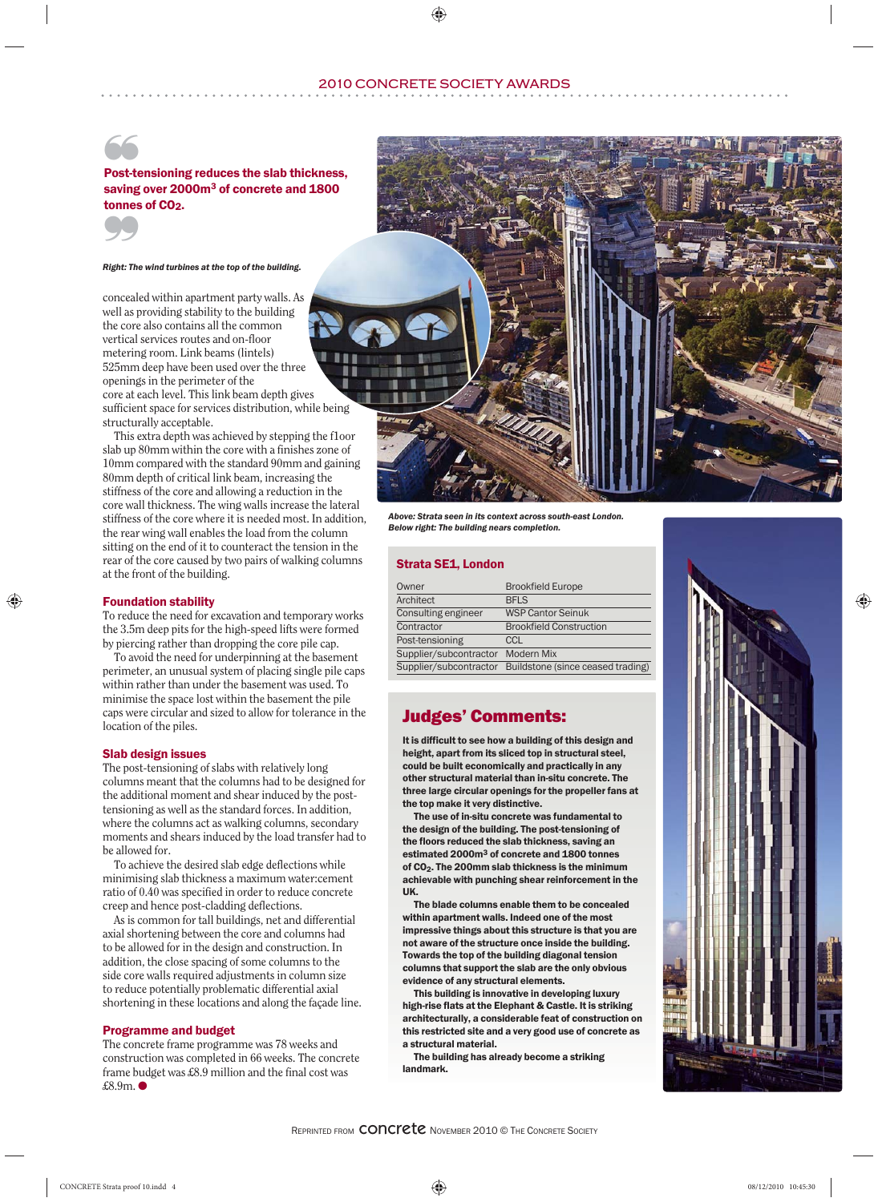> **Post-tensioning reduces the slab thickness, saving over 2000m$^3$ of concrete and 1800 tonnes of $CO_2$.**

*Right: The wind turbines at the top of the building.*

concealed within apartment party walls. As well as providing stability to the building the core also contains all the common vertical services routes and on-floor metering room. Link beams (lintels) 525mm deep have been used over the three openings in the perimeter of the core at each level. This link beam depth gives sufficient space for services distribution, while being structurally acceptable.

This extra depth was achieved by stepping the floor slab up 80mm within the core with a finishes zone of 10mm compared with the standard 90mm and gaining 80mm depth of critical link beam, increasing the stiffness of the core and allowing a reduction in the core wall thickness. The wing walls increase the lateral stiffness of the core where it is needed most. In addition, the rear wing wall enables the load from the column sitting on the end of it to counteract the tension in the rear of the core caused by two pairs of walking columns at the front of the building.

## Foundation stability

To reduce the need for excavation and temporary works the 3.5m deep pits for the high-speed lifts were formed by piercing rather than dropping the core pile cap.

To avoid the need for underpinning at the basement perimeter, an unusual system of placing single pile caps within rather than under the basement was used. To minimise the space lost within the basement the pile caps were circular and sized to allow for tolerance in the location of the piles.

## Slab design issues

The post-tensioning of slabs with relatively long columns meant that the columns had to be designed for the additional moment and shear induced by the post-tensioning as well as the standard forces. In addition, where the columns act as walking columns, secondary moments and shears induced by the load transfer had to be allowed for.

To achieve the desired slab edge deflections while minimising slab thickness a maximum water:cement ratio of 0.40 was specified in order to reduce concrete creep and hence post-cladding deflections.

As is common for tall buildings, net and differential axial shortening between the core and columns had to be allowed for in the design and construction. In addition, the close spacing of some columns to the side core walls required adjustments in column size to reduce potentially problematic differential axial shortening in these locations and along the façade line.

## Programme and budget

The concrete frame programme was 78 weeks and construction was completed in 66 weeks. The concrete frame budget was £8.9 million and the final cost was £8.9m. ●

*Above: Strata seen in its context across south-east London.*
*Below right: The building nears completion.*

### Strata SE1, London

| | |
|---|---|
| Owner | Brookfield Europe |
| Architect | BFLS |
| Consulting engineer | WSP Cantor Seinuk |
| Contractor | Brookfield Construction |
| Post-tensioning | CCL |
| Supplier/subcontractor | Modern Mix |
| Supplier/subcontractor | Buildstone (since ceased trading) |

## Judges' Comments:

**It is difficult to see how a building of this design and height, apart from its sliced top in structural steel, could be built economically and practically in any other structural material than in-situ concrete. The three large circular openings for the propeller fans at the top make it very distinctive.**

**The use of in-situ concrete was fundamental to the design of the building. The post-tensioning of the floors reduced the slab thickness, saving an estimated 2000m$^3$ of concrete and 1800 tonnes of $CO_2$. The 200mm slab thickness is the minimum achievable with punching shear reinforcement in the UK.**

**The blade columns enable them to be concealed within apartment walls. Indeed one of the most impressive things about this structure is that you are not aware of the structure once inside the building. Towards the top of the building diagonal tension columns that support the slab are the only obvious evidence of any structural elements.**

**This building is innovative in developing luxury high-rise flats at the Elephant & Castle. It is striking architecturally, a considerable feat of construction on this restricted site and a very good use of concrete as a structural material.**

**The building has already become a striking landmark.**